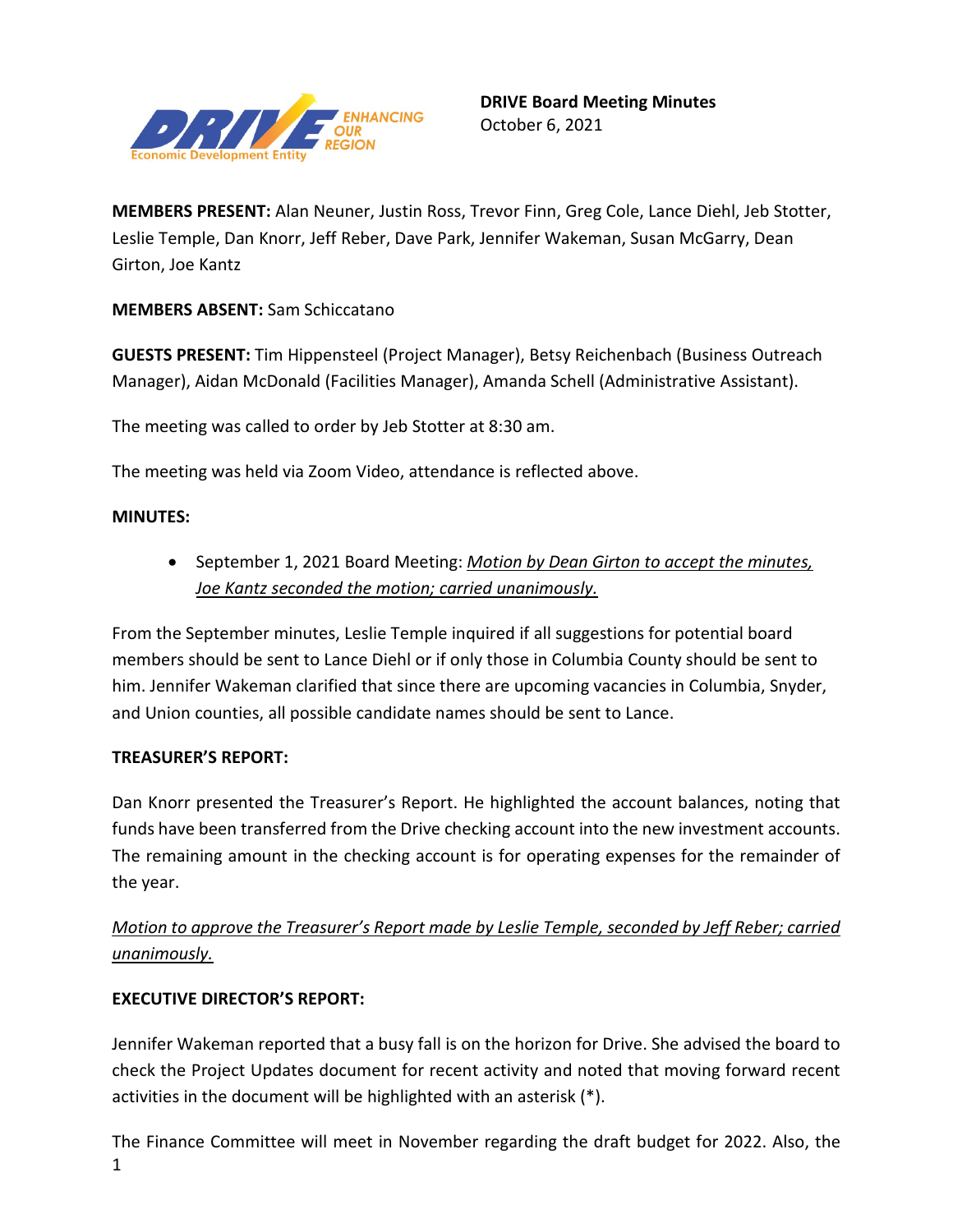**DRIVE Board Meeting Minutes**
October 6, 2021

**MEMBERS PRESENT:** Alan Neuner, Justin Ross, Trevor Finn, Greg Cole, Lance Diehl, Jeb Stotter, Leslie Temple, Dan Knorr, Jeff Reber, Dave Park, Jennifer Wakeman, Susan McGarry, Dean Girton, Joe Kantz

**MEMBERS ABSENT:** Sam Schiccatano

**GUESTS PRESENT:** Tim Hippensteel (Project Manager), Betsy Reichenbach (Business Outreach Manager), Aidan McDonald (Facilities Manager), Amanda Schell (Administrative Assistant).

The meeting was called to order by Jeb Stotter at 8:30 am.

The meeting was held via Zoom Video, attendance is reflected above.

**MINUTES:**

- September 1, 2021 Board Meeting: _Motion by Dean Girton to accept the minutes, Joe Kantz seconded the motion; carried unanimously._

From the September minutes, Leslie Temple inquired if all suggestions for potential board members should be sent to Lance Diehl or if only those in Columbia County should be sent to him. Jennifer Wakeman clarified that since there are upcoming vacancies in Columbia, Snyder, and Union counties, all possible candidate names should be sent to Lance.

**TREASURER'S REPORT:**

Dan Knorr presented the Treasurer's Report. He highlighted the account balances, noting that funds have been transferred from the Drive checking account into the new investment accounts. The remaining amount in the checking account is for operating expenses for the remainder of the year.

_Motion to approve the Treasurer's Report made by Leslie Temple, seconded by Jeff Reber; carried unanimously._

**EXECUTIVE DIRECTOR'S REPORT:**

Jennifer Wakeman reported that a busy fall is on the horizon for Drive. She advised the board to check the Project Updates document for recent activity and noted that moving forward recent activities in the document will be highlighted with an asterisk (*).

The Finance Committee will meet in November regarding the draft budget for 2022. Also, the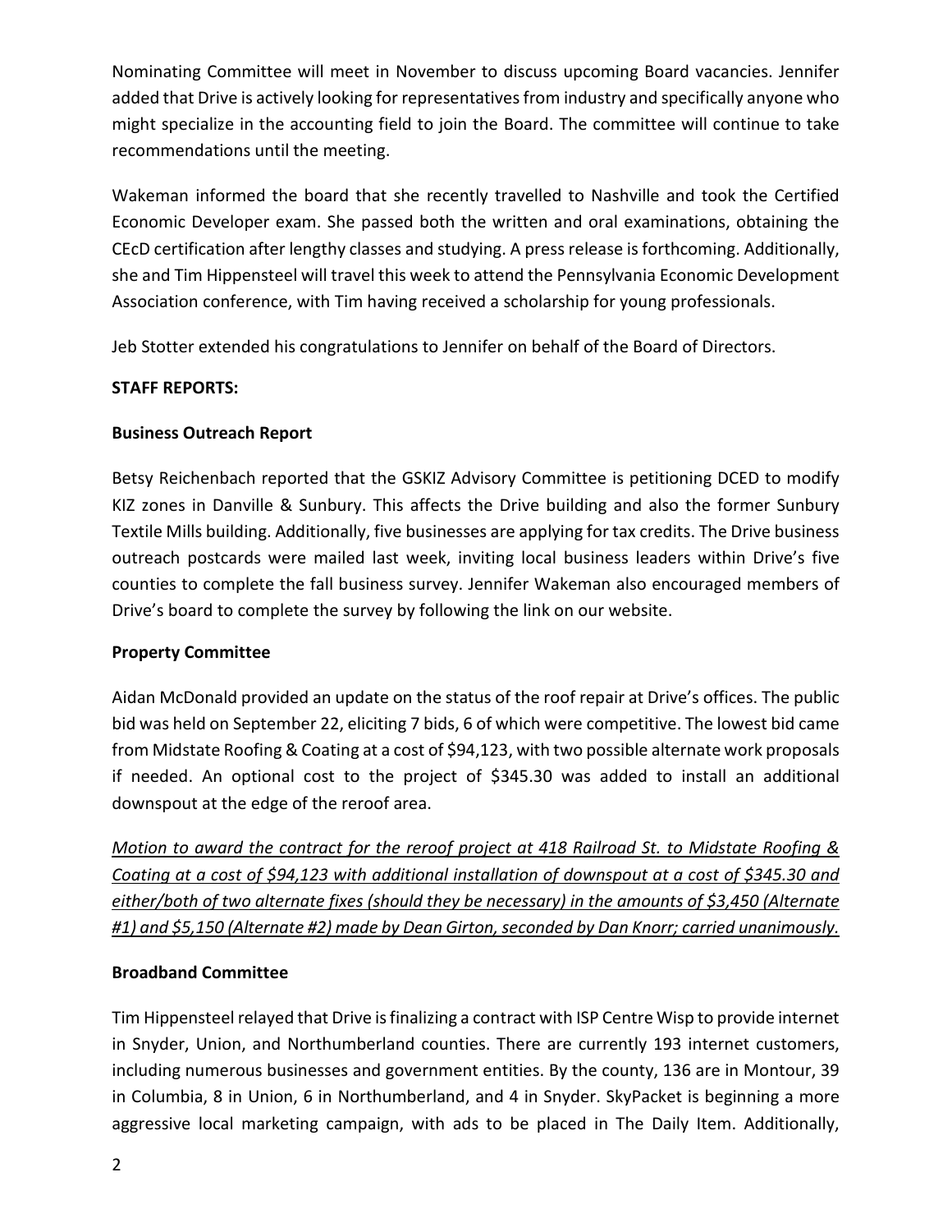Nominating Committee will meet in November to discuss upcoming Board vacancies. Jennifer added that Drive is actively looking for representatives from industry and specifically anyone who might specialize in the accounting field to join the Board. The committee will continue to take recommendations until the meeting.

Wakeman informed the board that she recently travelled to Nashville and took the Certified Economic Developer exam. She passed both the written and oral examinations, obtaining the CEcD certification after lengthy classes and studying. A press release is forthcoming. Additionally, she and Tim Hippensteel will travel this week to attend the Pennsylvania Economic Development Association conference, with Tim having received a scholarship for young professionals.

Jeb Stotter extended his congratulations to Jennifer on behalf of the Board of Directors.

**STAFF REPORTS:**

**Business Outreach Report**

Betsy Reichenbach reported that the GSKIZ Advisory Committee is petitioning DCED to modify KIZ zones in Danville & Sunbury. This affects the Drive building and also the former Sunbury Textile Mills building. Additionally, five businesses are applying for tax credits. The Drive business outreach postcards were mailed last week, inviting local business leaders within Drive's five counties to complete the fall business survey. Jennifer Wakeman also encouraged members of Drive's board to complete the survey by following the link on our website.

**Property Committee**

Aidan McDonald provided an update on the status of the roof repair at Drive's offices. The public bid was held on September 22, eliciting 7 bids, 6 of which were competitive. The lowest bid came from Midstate Roofing & Coating at a cost of $94,123, with two possible alternate work proposals if needed. An optional cost to the project of $345.30 was added to install an additional downspout at the edge of the reroof area.

*Motion to award the contract for the reroof project at 418 Railroad St. to Midstate Roofing & Coating at a cost of $94,123 with additional installation of downspout at a cost of $345.30 and either/both of two alternate fixes (should they be necessary) in the amounts of $3,450 (Alternate #1) and $5,150 (Alternate #2) made by Dean Girton, seconded by Dan Knorr; carried unanimously.*

**Broadband Committee**

Tim Hippensteel relayed that Drive is finalizing a contract with ISP Centre Wisp to provide internet in Snyder, Union, and Northumberland counties. There are currently 193 internet customers, including numerous businesses and government entities. By the county, 136 are in Montour, 39 in Columbia, 8 in Union, 6 in Northumberland, and 4 in Snyder. SkyPacket is beginning a more aggressive local marketing campaign, with ads to be placed in The Daily Item. Additionally,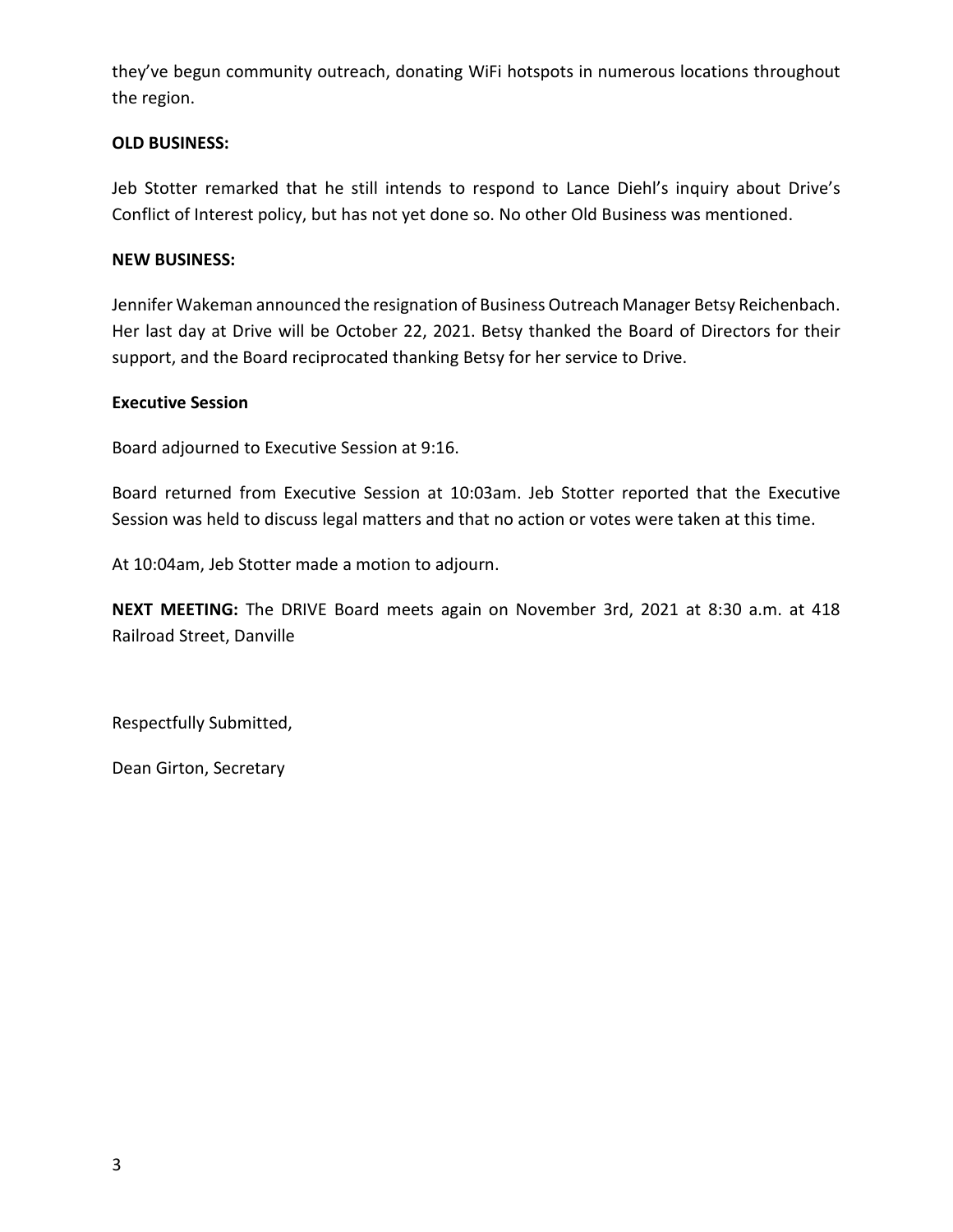they've begun community outreach, donating WiFi hotspots in numerous locations throughout the region.

**OLD BUSINESS:**

Jeb Stotter remarked that he still intends to respond to Lance Diehl's inquiry about Drive's Conflict of Interest policy, but has not yet done so. No other Old Business was mentioned.

**NEW BUSINESS:**

Jennifer Wakeman announced the resignation of Business Outreach Manager Betsy Reichenbach. Her last day at Drive will be October 22, 2021. Betsy thanked the Board of Directors for their support, and the Board reciprocated thanking Betsy for her service to Drive.

**Executive Session**

Board adjourned to Executive Session at 9:16.

Board returned from Executive Session at 10:03am. Jeb Stotter reported that the Executive Session was held to discuss legal matters and that no action or votes were taken at this time.

At 10:04am, Jeb Stotter made a motion to adjourn.

**NEXT MEETING:** The DRIVE Board meets again on November 3rd, 2021 at 8:30 a.m. at 418 Railroad Street, Danville

Respectfully Submitted,

Dean Girton, Secretary